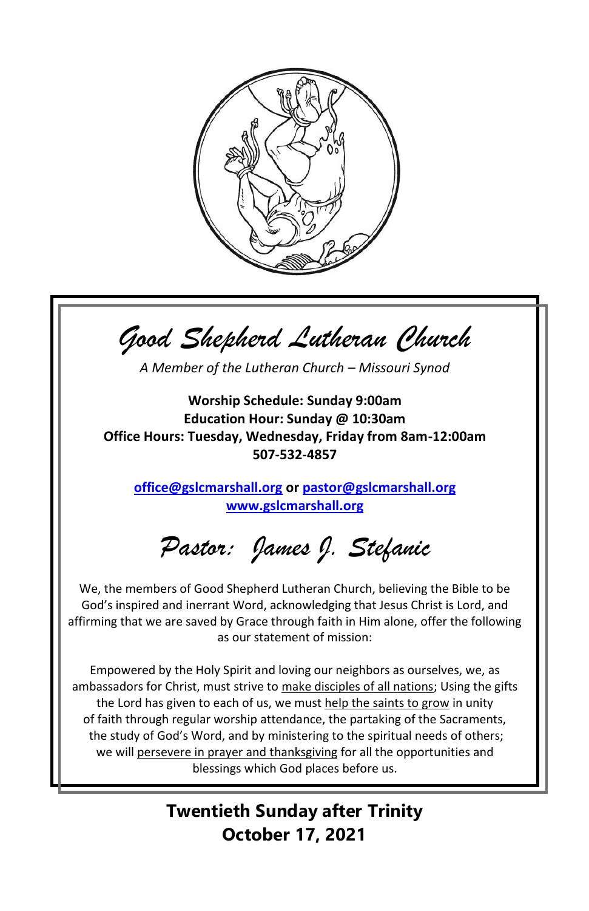# Good Shepherd Lutheran Church

*A Member of the Lutheran Church – Missouri Synod*

**Worship Schedule: Sunday 9:00am**
**Education Hour: Sunday @ 10:30am**
**Office Hours: Tuesday, Wednesday, Friday from 8am-12:00am**
**507-532-4857**

**office@gslcmarshall.org or pastor@gslcmarshall.org**
**www.gslcmarshall.org**

## Pastor: James J. Stefanic

We, the members of Good Shepherd Lutheran Church, believing the Bible to be God's inspired and inerrant Word, acknowledging that Jesus Christ is Lord, and affirming that we are saved by Grace through faith in Him alone, offer the following as our statement of mission:

Empowered by the Holy Spirit and loving our neighbors as ourselves, we, as ambassadors for Christ, must strive to make disciples of all nations; Using the gifts the Lord has given to each of us, we must help the saints to grow in unity of faith through regular worship attendance, the partaking of the Sacraments, the study of God's Word, and by ministering to the spiritual needs of others; we will persevere in prayer and thanksgiving for all the opportunities and blessings which God places before us.

**Twentieth Sunday after Trinity**
**October 17, 2021**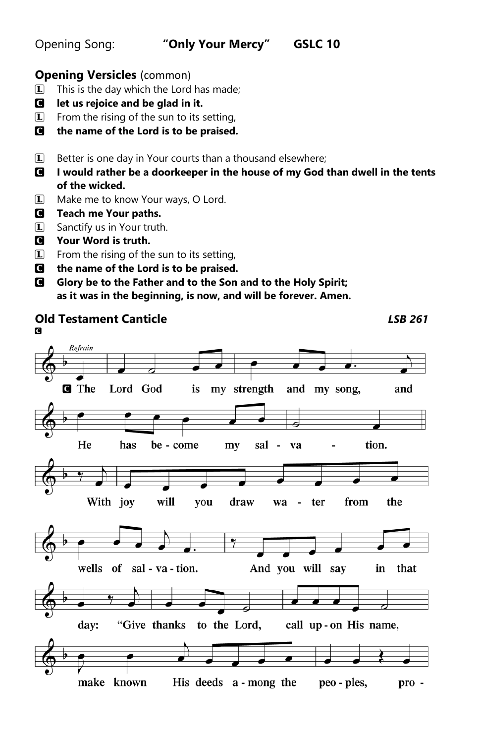Opening Song: **"Only Your Mercy"** **GSLC 10**

**Opening Versicles** (common)

L This is the day which the Lord has made;
C **let us rejoice and be glad in it.**
L From the rising of the sun to its setting,
C **the name of the Lord is to be praised.**

L Better is one day in Your courts than a thousand elsewhere;
C **I would rather be a doorkeeper in the house of my God than dwell in the tents of the wicked.**
L Make me to know Your ways, O Lord.
C **Teach me Your paths.**
L Sanctify us in Your truth.
C **Your Word is truth.**
L From the rising of the sun to its setting,
C **the name of the Lord is to be praised.**
C **Glory be to the Father and to the Son and to the Holy Spirit; as it was in the beginning, is now, and will be forever. Amen.**

**Old Testament Canticle** ***LSB 261***

C

*Refrain*

C The Lord God is my strength and my song, and He has become my salvation.

With joy will you draw water from the wells of salvation. And you will say in that day: "Give thanks to the Lord, call upon His name, make known His deeds among the peoples, pro-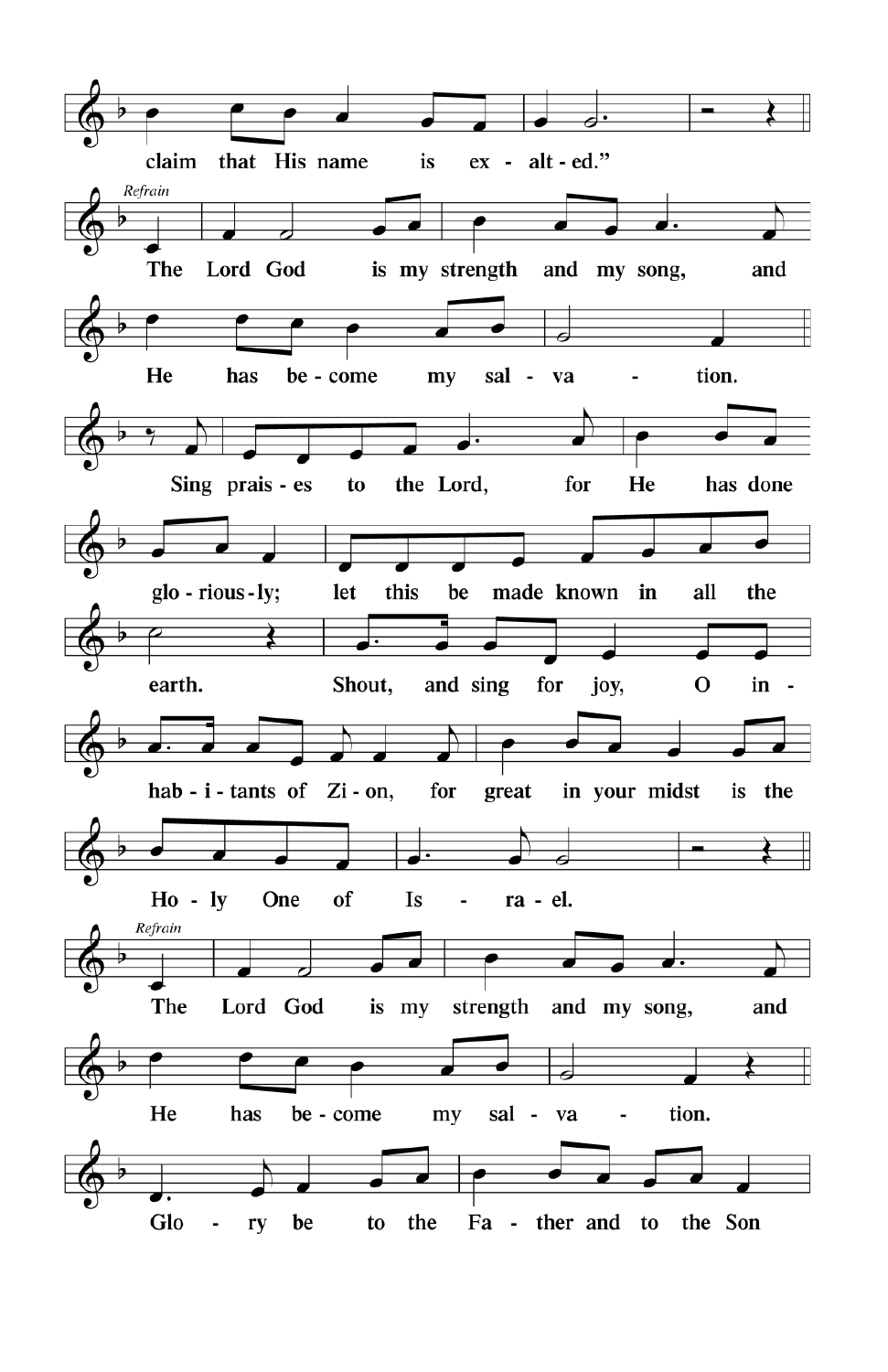claim that His name is exalted."

*Refrain*

The Lord God is my strength and my song, and He has become my salvation.

Sing praises to the Lord, for He has done gloriously; let this be made known in all the earth.

Shout, and sing for joy, O inhabitants of Zion, for great in your midst is the Holy One of Israel.

*Refrain*

The Lord God is my strength and my song, and He has become my salvation.

Glory be to the Father and to the Son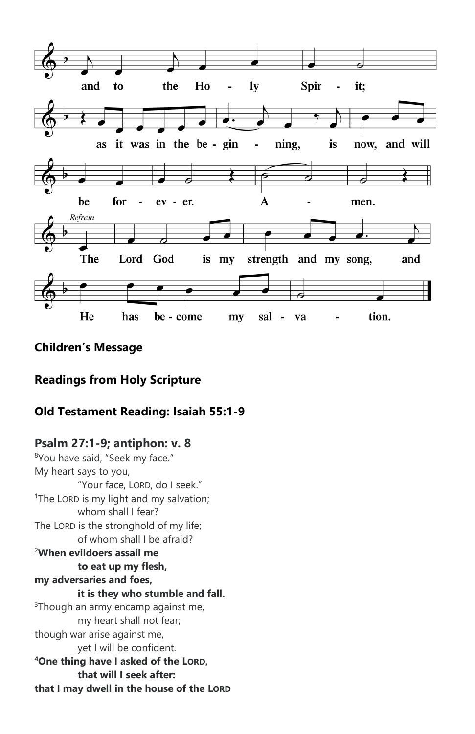and to the Holy Spirit;
as it was in the beginning, is now, and will be forever. Amen.

*Refrain*
The Lord God is my strength and my song, and He has become my salvation.

**Children's Message**

**Readings from Holy Scripture**

**Old Testament Reading: Isaiah 55:1-9**

**Psalm 27:1-9; antiphon: v. 8**

[8]You have said, "Seek my face."
My heart says to you,
"Your face, LORD, do I seek."
[1]The LORD is my light and my salvation;
whom shall I fear?
The LORD is the stronghold of my life;
of whom shall I be afraid?
**[2]When evildoers assail me**
**to eat up my flesh,**
**my adversaries and foes,**
**it is they who stumble and fall.**
[3]Though an army encamp against me,
my heart shall not fear;
though war arise against me,
yet I will be confident.
**[4]One thing have I asked of the LORD,**
**that will I seek after:**
**that I may dwell in the house of the LORD**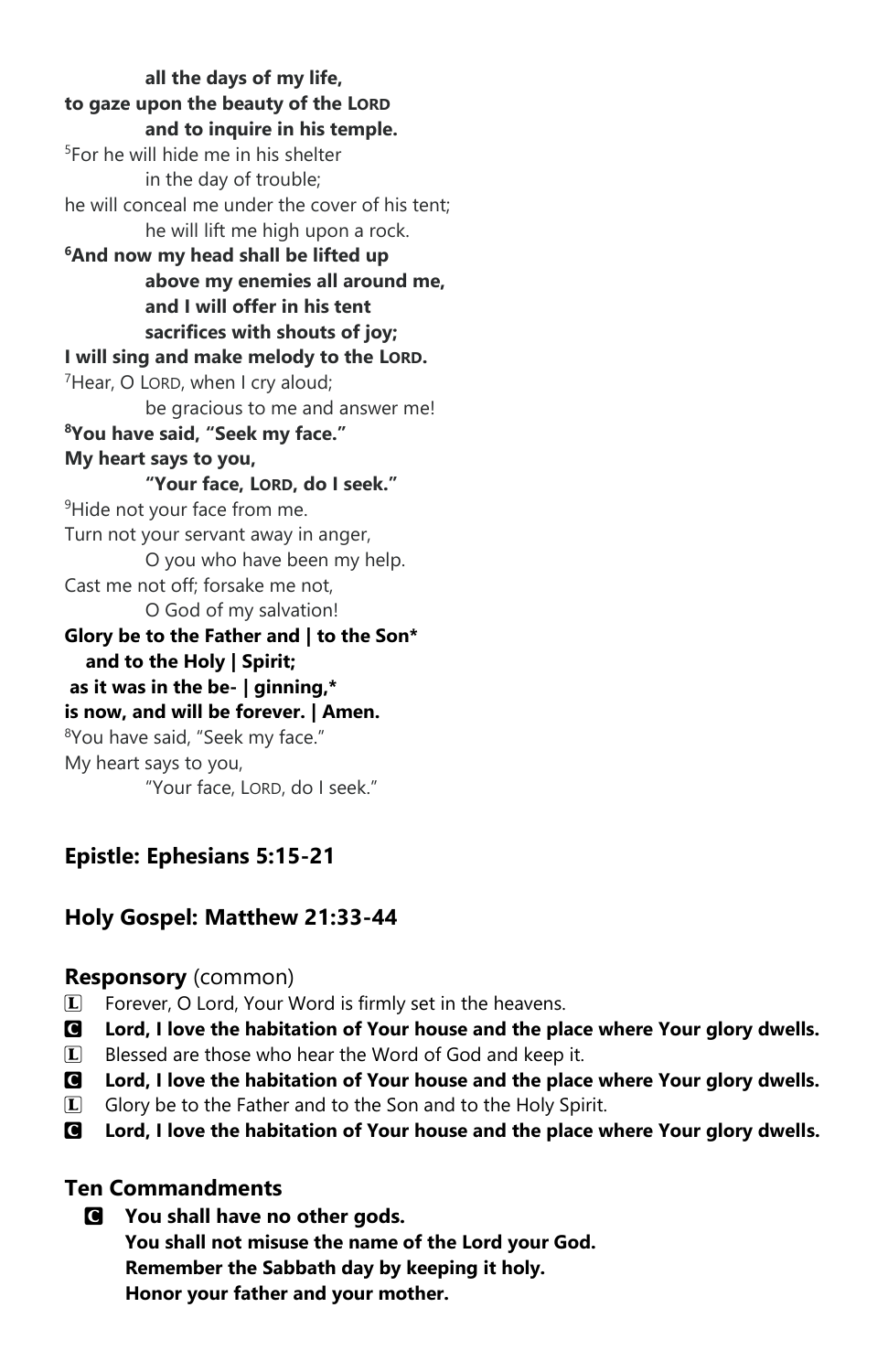**all the days of my life,**
**to gaze upon the beauty of the LORD**
**and to inquire in his temple.**
[5]For he will hide me in his shelter
in the day of trouble;
he will conceal me under the cover of his tent;
he will lift me high upon a rock.
**[6]And now my head shall be lifted up**
**above my enemies all around me,**
**and I will offer in his tent**
**sacrifices with shouts of joy;**
**I will sing and make melody to the LORD.**
[7]Hear, O LORD, when I cry aloud;
be gracious to me and answer me!
**[8]You have said, "Seek my face."**
**My heart says to you,**
**"Your face, LORD, do I seek."**
[9]Hide not your face from me.
Turn not your servant away in anger,
O you who have been my help.
Cast me not off; forsake me not,
O God of my salvation!
**Glory be to the Father and | to the Son***
**and to the Holy | Spirit;**
**as it was in the be- | ginning,***
**is now, and will be forever. | Amen.**
[8]You have said, "Seek my face."
My heart says to you,
"Your face, LORD, do I seek."

## Epistle: Ephesians 5:15-21

## Holy Gospel: Matthew 21:33-44

### Responsory (common)

L Forever, O Lord, Your Word is firmly set in the heavens.
C **Lord, I love the habitation of Your house and the place where Your glory dwells.**
L Blessed are those who hear the Word of God and keep it.
C **Lord, I love the habitation of Your house and the place where Your glory dwells.**
L Glory be to the Father and to the Son and to the Holy Spirit.
C **Lord, I love the habitation of Your house and the place where Your glory dwells.**

## Ten Commandments

C **You shall have no other gods.**
**You shall not misuse the name of the Lord your God.**
**Remember the Sabbath day by keeping it holy.**
**Honor your father and your mother.**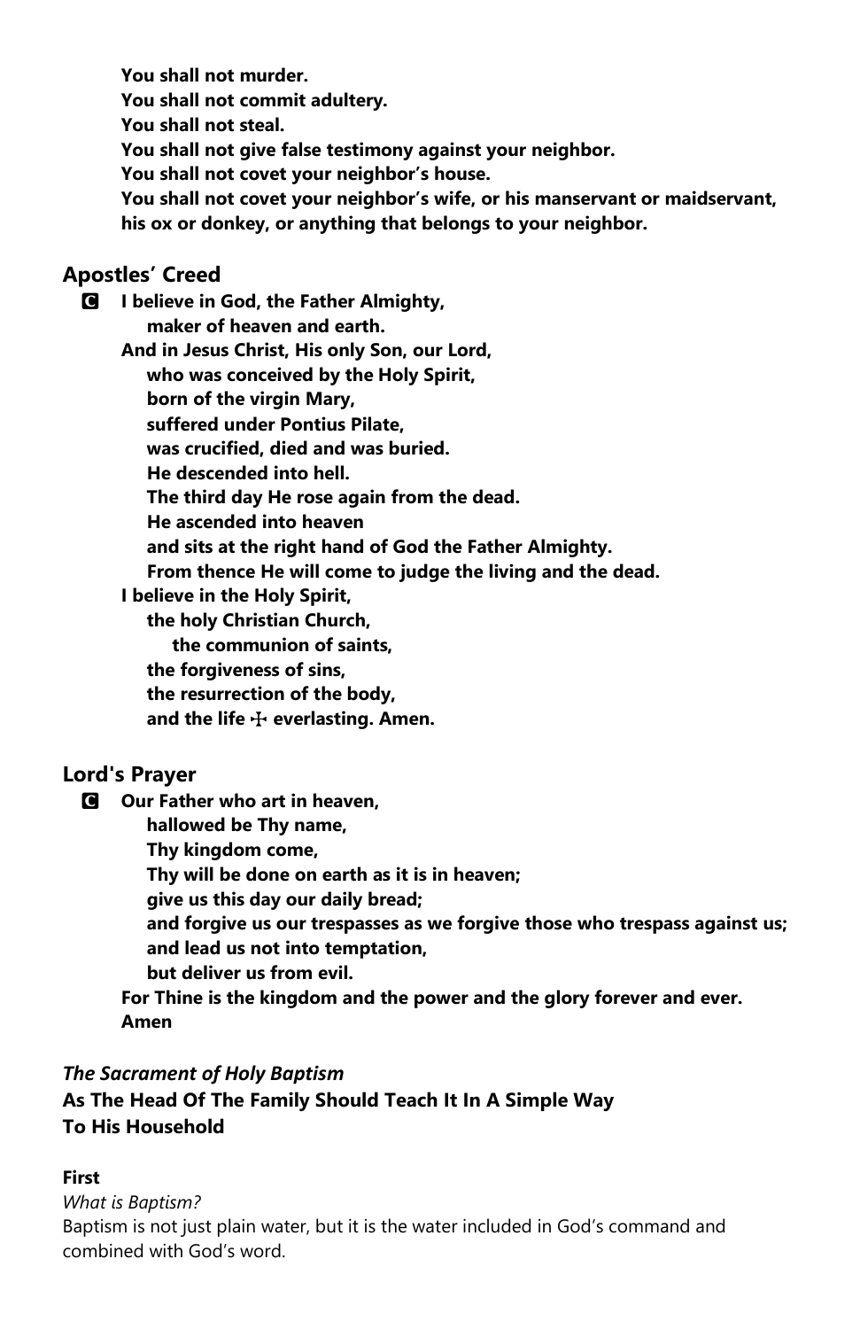**You shall not murder.**
**You shall not commit adultery.**
**You shall not steal.**
**You shall not give false testimony against your neighbor.**
**You shall not covet your neighbor's house.**
**You shall not covet your neighbor's wife, or his manservant or maidservant, his ox or donkey, or anything that belongs to your neighbor.**

## Apostles' Creed

**C** **I believe in God, the Father Almighty,**
**maker of heaven and earth.**
**And in Jesus Christ, His only Son, our Lord,**
**who was conceived by the Holy Spirit,**
**born of the virgin Mary,**
**suffered under Pontius Pilate,**
**was crucified, died and was buried.**
**He descended into hell.**
**The third day He rose again from the dead.**
**He ascended into heaven**
**and sits at the right hand of God the Father Almighty.**
**From thence He will come to judge the living and the dead.**
**I believe in the Holy Spirit,**
**the holy Christian Church,**
**the communion of saints,**
**the forgiveness of sins,**
**the resurrection of the body,**
**and the life ☩ everlasting. Amen.**

## Lord's Prayer

**C** **Our Father who art in heaven,**
**hallowed be Thy name,**
**Thy kingdom come,**
**Thy will be done on earth as it is in heaven;**
**give us this day our daily bread;**
**and forgive us our trespasses as we forgive those who trespass against us;**
**and lead us not into temptation,**
**but deliver us from evil.**
**For Thine is the kingdom and the power and the glory forever and ever.**
**Amen**

## *The Sacrament of Holy Baptism*
## As The Head Of The Family Should Teach It In A Simple Way To His Household

**First**

*What is Baptism?*

Baptism is not just plain water, but it is the water included in God's command and combined with God's word.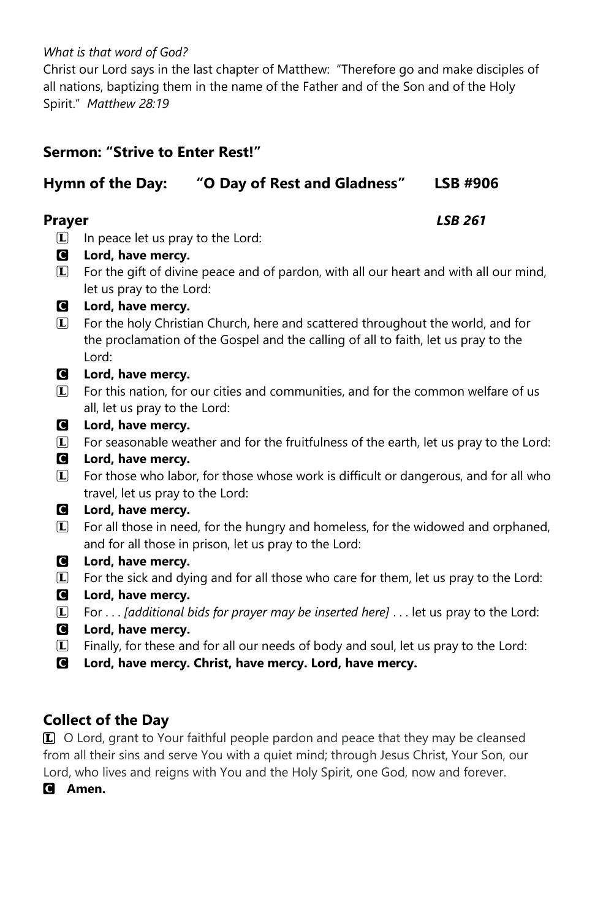*What is that word of God?*

Christ our Lord says in the last chapter of Matthew: "Therefore go and make disciples of all nations, baptizing them in the name of the Father and of the Son and of the Holy Spirit." *Matthew 28:19*

## Sermon: "Strive to Enter Rest!"

## Hymn of the Day: "O Day of Rest and Gladness" LSB #906

## Prayer *LSB 261*

L In peace let us pray to the Lord:

C **Lord, have mercy.**

L For the gift of divine peace and of pardon, with all our heart and with all our mind, let us pray to the Lord:

C **Lord, have mercy.**

L For the holy Christian Church, here and scattered throughout the world, and for the proclamation of the Gospel and the calling of all to faith, let us pray to the Lord:

C **Lord, have mercy.**

L For this nation, for our cities and communities, and for the common welfare of us all, let us pray to the Lord:

C **Lord, have mercy.**

L For seasonable weather and for the fruitfulness of the earth, let us pray to the Lord:

C **Lord, have mercy.**

L For those who labor, for those whose work is difficult or dangerous, and for all who travel, let us pray to the Lord:

C **Lord, have mercy.**

L For all those in need, for the hungry and homeless, for the widowed and orphaned, and for all those in prison, let us pray to the Lord:

C **Lord, have mercy.**

L For the sick and dying and for all those who care for them, let us pray to the Lord:

C **Lord, have mercy.**

L For . . . *[additional bids for prayer may be inserted here]* . . . let us pray to the Lord:

C **Lord, have mercy.**

L Finally, for these and for all our needs of body and soul, let us pray to the Lord:

C **Lord, have mercy. Christ, have mercy. Lord, have mercy.**

## Collect of the Day

L O Lord, grant to Your faithful people pardon and peace that they may be cleansed from all their sins and serve You with a quiet mind; through Jesus Christ, Your Son, our Lord, who lives and reigns with You and the Holy Spirit, one God, now and forever.

C **Amen.**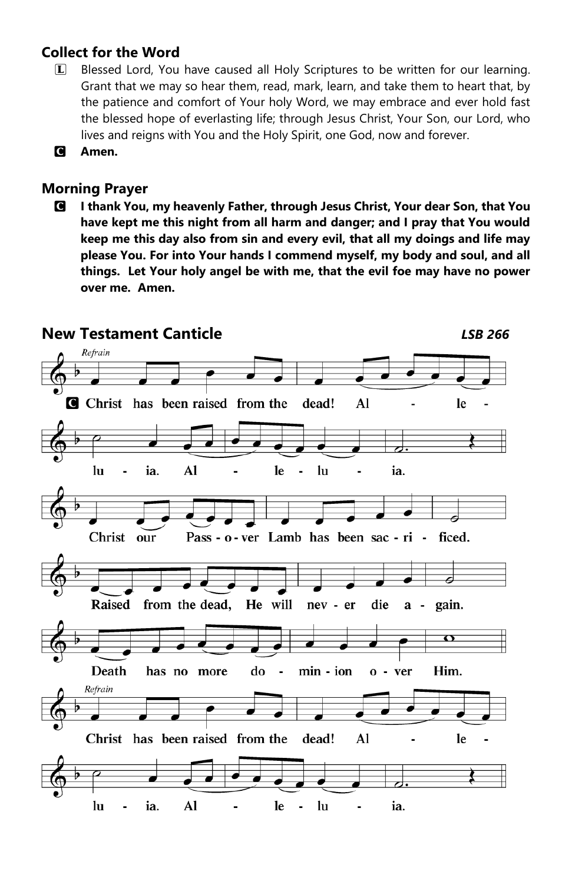## Collect for the Word

L Blessed Lord, You have caused all Holy Scriptures to be written for our learning. Grant that we may so hear them, read, mark, learn, and take them to heart that, by the patience and comfort of Your holy Word, we may embrace and ever hold fast the blessed hope of everlasting life; through Jesus Christ, Your Son, our Lord, who lives and reigns with You and the Holy Spirit, one God, now and forever.

**C Amen.**

## Morning Prayer

**C I thank You, my heavenly Father, through Jesus Christ, Your dear Son, that You have kept me this night from all harm and danger; and I pray that You would keep me this day also from sin and every evil, that all my doings and life may please You. For into Your hands I commend myself, my body and soul, and all things. Let Your holy angel be with me, that the evil foe may have no power over me. Amen.**

## New Testament Canticle *LSB 266*

*Refrain*

**C** Christ has been raised from the dead! Al - le - lu - ia. Al - le - lu - ia.

Christ our Pass - o - ver Lamb has been sac - ri - ficed.
Raised from the dead, He will nev - er die a - gain.
Death has no more do - min - ion o - ver Him.

*Refrain*

Christ has been raised from the dead! Al - le - lu - ia. Al - le - lu - ia.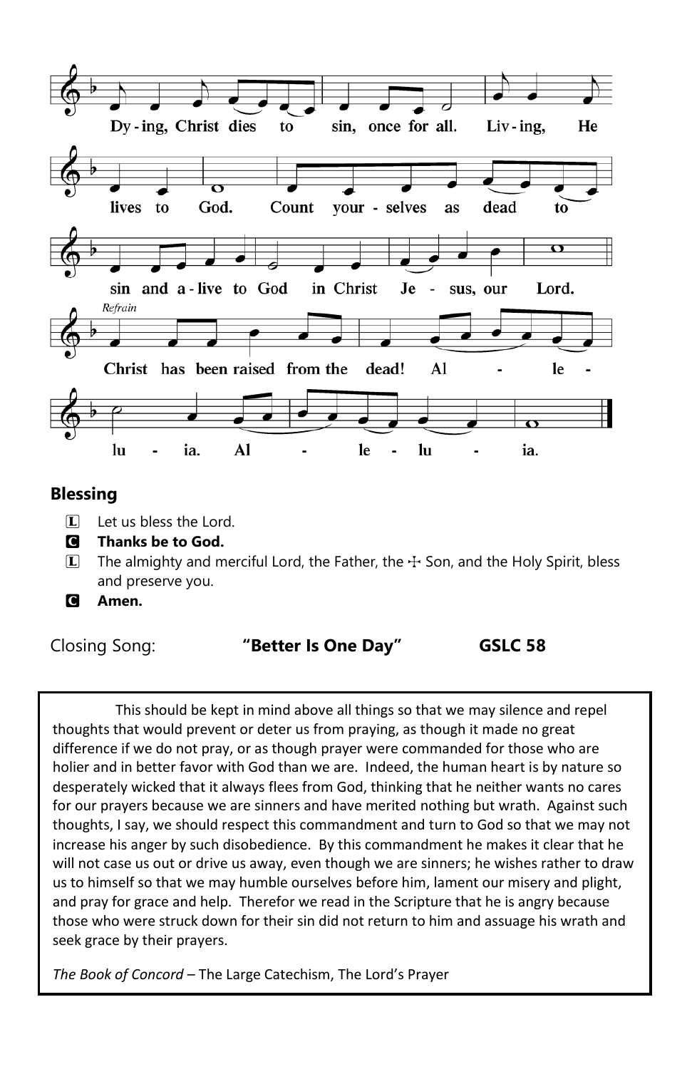Dy-ing, Christ dies to sin, once for all. Liv-ing, He lives to God. Count your-selves as dead to sin and a-live to God in Christ Je-sus, our Lord.

*Refrain*

Christ has been raised from the dead! Al - le - lu - ia. Al - le - lu - ia.

## Blessing

L Let us bless the Lord.

**C Thanks be to God.**

L The almighty and merciful Lord, the Father, the ☩ Son, and the Holy Spirit, bless and preserve you.

**C Amen.**

Closing Song: **"Better Is One Day"** **GSLC 58**

This should be kept in mind above all things so that we may silence and repel thoughts that would prevent or deter us from praying, as though it made no great difference if we do not pray, or as though prayer were commanded for those who are holier and in better favor with God than we are. Indeed, the human heart is by nature so desperately wicked that it always flees from God, thinking that he neither wants no cares for our prayers because we are sinners and have merited nothing but wrath. Against such thoughts, I say, we should respect this commandment and turn to God so that we may not increase his anger by such disobedience. By this commandment he makes it clear that he will not case us out or drive us away, even though we are sinners; he wishes rather to draw us to himself so that we may humble ourselves before him, lament our misery and plight, and pray for grace and help. Therefor we read in the Scripture that he is angry because those who were struck down for their sin did not return to him and assuage his wrath and seek grace by their prayers.

*The Book of Concord* – The Large Catechism, The Lord's Prayer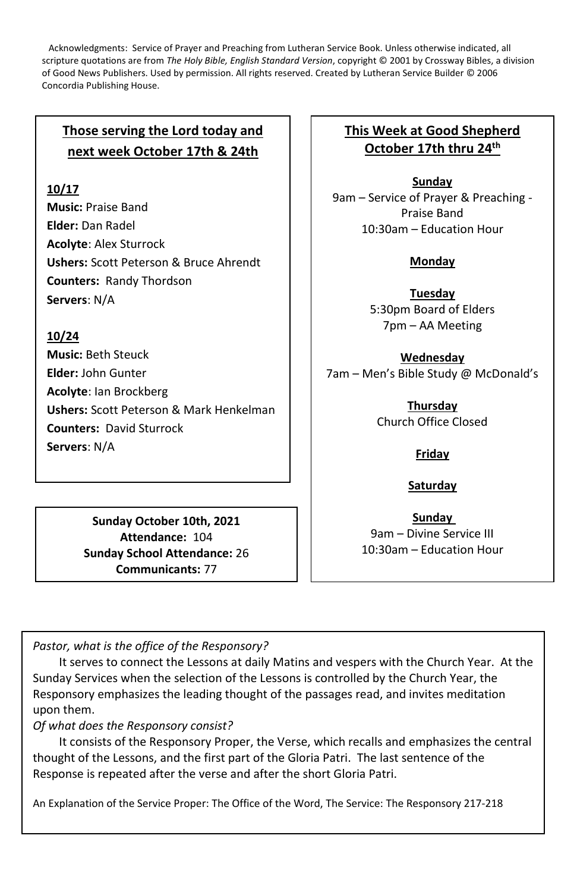Acknowledgments: Service of Prayer and Preaching from Lutheran Service Book. Unless otherwise indicated, all scripture quotations are from *The Holy Bible, English Standard Version*, copyright © 2001 by Crossway Bibles, a division of Good News Publishers. Used by permission. All rights reserved. Created by Lutheran Service Builder © 2006 Concordia Publishing House.

## Those serving the Lord today and next week October 17th & 24th

**10/17**

**Music:** Praise Band
**Elder:** Dan Radel
**Acolyte**: Alex Sturrock
**Ushers:** Scott Peterson & Bruce Ahrendt
**Counters:** Randy Thordson
**Servers**: N/A

**10/24**

**Music:** Beth Steuck
**Elder:** John Gunter
**Acolyte**: Ian Brockberg
**Ushers:** Scott Peterson & Mark Henkelman
**Counters:** David Sturrock
**Servers**: N/A

**Sunday October 10th, 2021**
**Attendance:** 104
**Sunday School Attendance:** 26
**Communicants:** 77

## This Week at Good Shepherd October 17th thru 24th

**Sunday**
9am – Service of Prayer & Preaching - Praise Band
10:30am – Education Hour

**Monday**

**Tuesday**
5:30pm Board of Elders
7pm – AA Meeting

**Wednesday**
7am – Men's Bible Study @ McDonald's

**Thursday**
Church Office Closed

**Friday**

**Saturday**

**Sunday**
9am – Divine Service III
10:30am – Education Hour

*Pastor, what is the office of the Responsory?*

It serves to connect the Lessons at daily Matins and vespers with the Church Year. At the Sunday Services when the selection of the Lessons is controlled by the Church Year, the Responsory emphasizes the leading thought of the passages read, and invites meditation upon them.

*Of what does the Responsory consist?*

It consists of the Responsory Proper, the Verse, which recalls and emphasizes the central thought of the Lessons, and the first part of the Gloria Patri. The last sentence of the Response is repeated after the verse and after the short Gloria Patri.

An Explanation of the Service Proper: The Office of the Word, The Service: The Responsory 217-218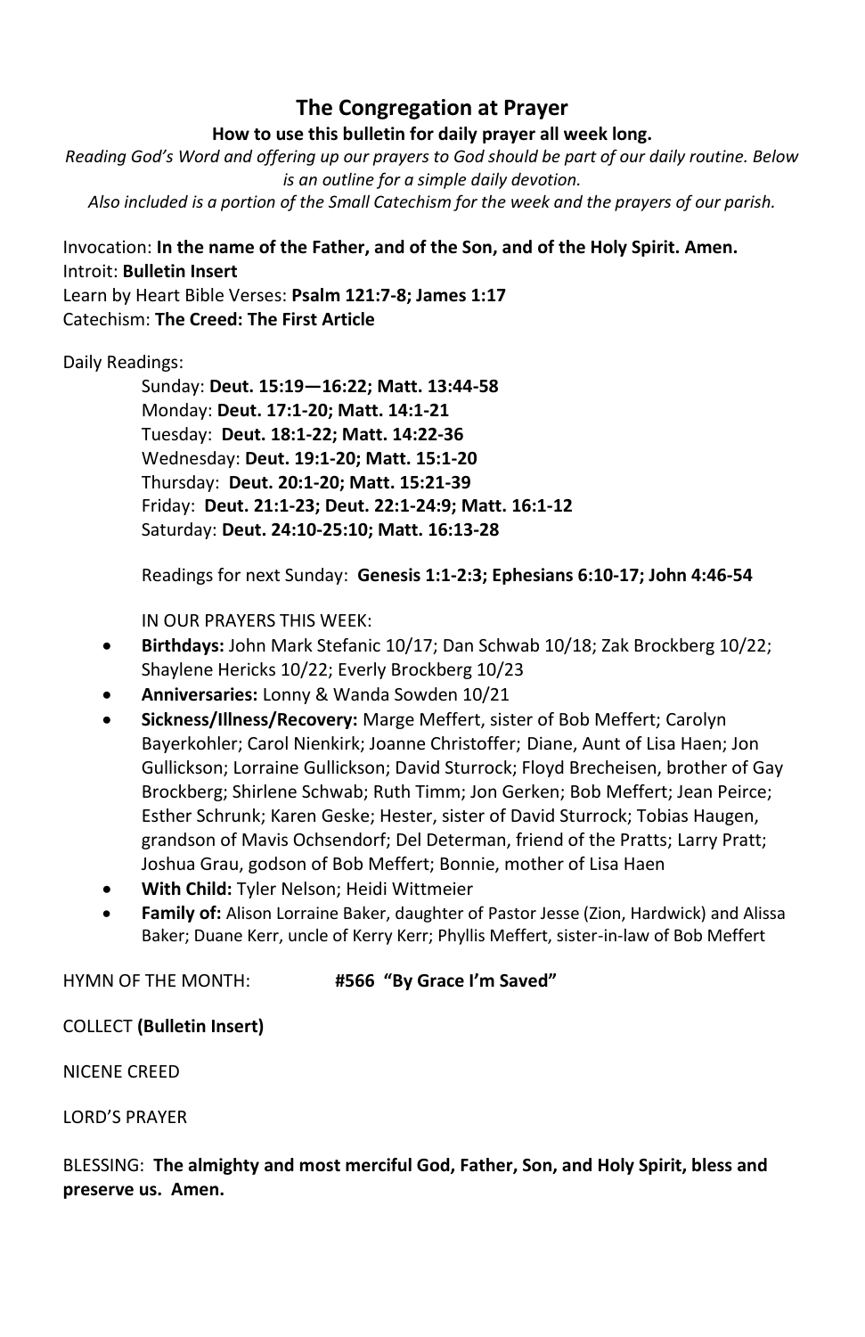# The Congregation at Prayer

**How to use this bulletin for daily prayer all week long.**

*Reading God's Word and offering up our prayers to God should be part of our daily routine. Below is an outline for a simple daily devotion.*

*Also included is a portion of the Small Catechism for the week and the prayers of our parish.*

Invocation: **In the name of the Father, and of the Son, and of the Holy Spirit. Amen.**
Introit: **Bulletin Insert**
Learn by Heart Bible Verses: **Psalm 121:7-8; James 1:17**
Catechism: **The Creed: The First Article**

Daily Readings:

Sunday: **Deut. 15:19—16:22; Matt. 13:44-58**
Monday: **Deut. 17:1-20; Matt. 14:1-21**
Tuesday: **Deut. 18:1-22; Matt. 14:22-36**
Wednesday: **Deut. 19:1-20; Matt. 15:1-20**
Thursday: **Deut. 20:1-20; Matt. 15:21-39**
Friday: **Deut. 21:1-23; Deut. 22:1-24:9; Matt. 16:1-12**
Saturday: **Deut. 24:10-25:10; Matt. 16:13-28**

Readings for next Sunday: **Genesis 1:1-2:3; Ephesians 6:10-17; John 4:46-54**

IN OUR PRAYERS THIS WEEK:

- **Birthdays:** John Mark Stefanic 10/17; Dan Schwab 10/18; Zak Brockberg 10/22; Shaylene Hericks 10/22; Everly Brockberg 10/23
- **Anniversaries:** Lonny & Wanda Sowden 10/21
- **Sickness/Illness/Recovery:** Marge Meffert, sister of Bob Meffert; Carolyn Bayerkohler; Carol Nienkirk; Joanne Christoffer; Diane, Aunt of Lisa Haen; Jon Gullickson; Lorraine Gullickson; David Sturrock; Floyd Brecheisen, brother of Gay Brockberg; Shirlene Schwab; Ruth Timm; Jon Gerken; Bob Meffert; Jean Peirce; Esther Schrunk; Karen Geske; Hester, sister of David Sturrock; Tobias Haugen, grandson of Mavis Ochsendorf; Del Determan, friend of the Pratts; Larry Pratt; Joshua Grau, godson of Bob Meffert; Bonnie, mother of Lisa Haen
- **With Child:** Tyler Nelson; Heidi Wittmeier
- **Family of:** Alison Lorraine Baker, daughter of Pastor Jesse (Zion, Hardwick) and Alissa Baker; Duane Kerr, uncle of Kerry Kerr; Phyllis Meffert, sister-in-law of Bob Meffert

HYMN OF THE MONTH: **#566 "By Grace I'm Saved"**

COLLECT **(Bulletin Insert)**

NICENE CREED

LORD'S PRAYER

BLESSING: **The almighty and most merciful God, Father, Son, and Holy Spirit, bless and preserve us. Amen.**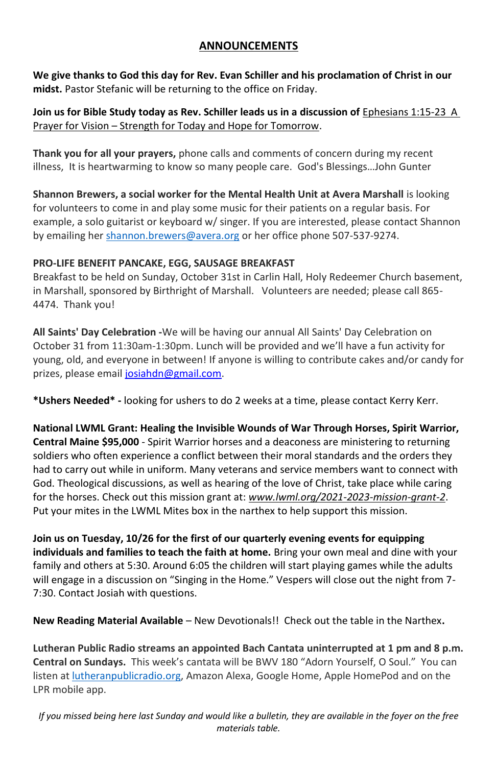## ANNOUNCEMENTS

**We give thanks to God this day for Rev. Evan Schiller and his proclamation of Christ in our midst.** Pastor Stefanic will be returning to the office on Friday.

**Join us for Bible Study today as Rev. Schiller leads us in a discussion of** Ephesians 1:15-23 A Prayer for Vision – Strength for Today and Hope for Tomorrow.

**Thank you for all your prayers,** phone calls and comments of concern during my recent illness, It is heartwarming to know so many people care. God's Blessings…John Gunter

**Shannon Brewers, a social worker for the Mental Health Unit at Avera Marshall** is looking for volunteers to come in and play some music for their patients on a regular basis. For example, a solo guitarist or keyboard w/ singer. If you are interested, please contact Shannon by emailing her shannon.brewers@avera.org or her office phone 507-537-9274.

**PRO-LIFE BENEFIT PANCAKE, EGG, SAUSAGE BREAKFAST**
Breakfast to be held on Sunday, October 31st in Carlin Hall, Holy Redeemer Church basement, in Marshall, sponsored by Birthright of Marshall. Volunteers are needed; please call 865-4474. Thank you!

**All Saints' Day Celebration -**We will be having our annual All Saints' Day Celebration on October 31 from 11:30am-1:30pm. Lunch will be provided and we'll have a fun activity for young, old, and everyone in between! If anyone is willing to contribute cakes and/or candy for prizes, please email josiahdn@gmail.com.

***Ushers Needed* -** looking for ushers to do 2 weeks at a time, please contact Kerry Kerr.

**National LWML Grant: Healing the Invisible Wounds of War Through Horses, Spirit Warrior, Central Maine $95,000** - Spirit Warrior horses and a deaconess are ministering to returning soldiers who often experience a conflict between their moral standards and the orders they had to carry out while in uniform. Many veterans and service members want to connect with God. Theological discussions, as well as hearing of the love of Christ, take place while caring for the horses. Check out this mission grant at: *www.lwml.org/2021-2023-mission-grant-2*. Put your mites in the LWML Mites box in the narthex to help support this mission.

**Join us on Tuesday, 10/26 for the first of our quarterly evening events for equipping individuals and families to teach the faith at home.** Bring your own meal and dine with your family and others at 5:30. Around 6:05 the children will start playing games while the adults will engage in a discussion on "Singing in the Home." Vespers will close out the night from 7-7:30. Contact Josiah with questions.

**New Reading Material Available** – New Devotionals!! Check out the table in the Narthex**.**

**Lutheran Public Radio streams an appointed Bach Cantata uninterrupted at 1 pm and 8 p.m. Central on Sundays.** This week's cantata will be BWV 180 "Adorn Yourself, O Soul." You can listen at lutheranpublicradio.org, Amazon Alexa, Google Home, Apple HomePod and on the LPR mobile app.

*If you missed being here last Sunday and would like a bulletin, they are available in the foyer on the free materials table.*